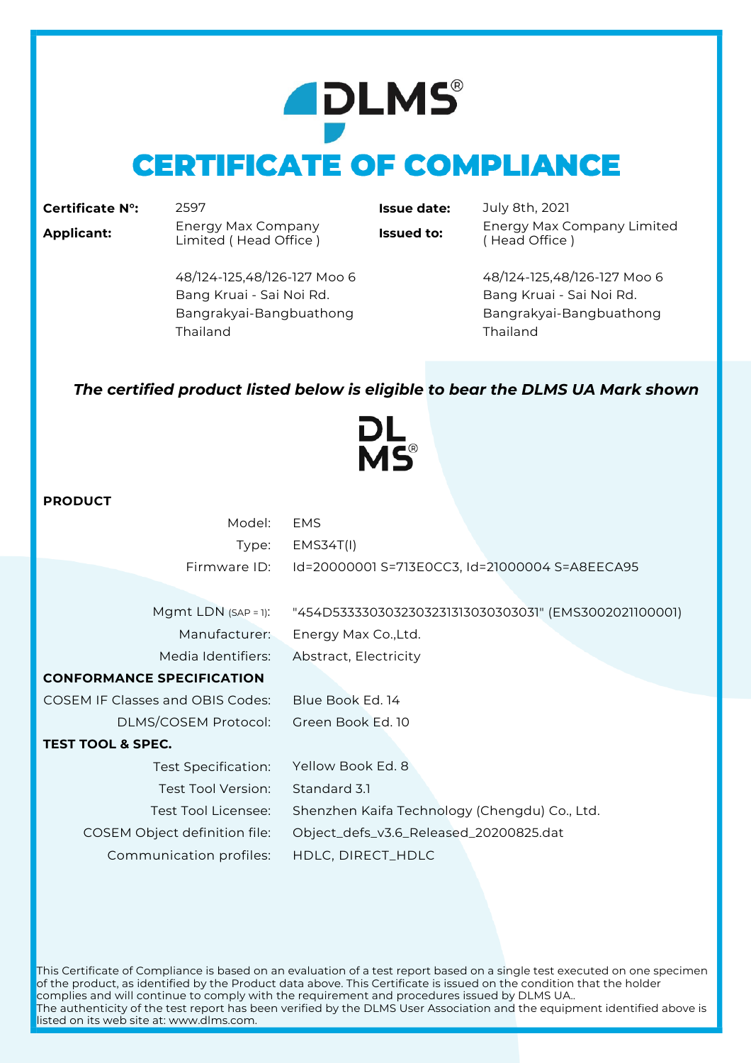# CERTIFICATE OF COMPLIANCE

| | | | |
|---|---|---|---|
| **Certificate N°:** | 2597 | **Issue date:** | July 8th, 2021 |
| **Applicant:** | Energy Max Company Limited ( Head Office ) | **Issued to:** | Energy Max Company Limited ( Head Office ) |
| | 48/124-125,48/126-127 Moo 6<br>Bang Kruai - Sai Noi Rd.<br>Bangrakyai-Bangbuathong<br>Thailand | | 48/124-125,48/126-127 Moo 6<br>Bang Kruai - Sai Noi Rd.<br>Bangrakyai-Bangbuathong<br>Thailand |

***The certified product listed below is eligible to bear the DLMS UA Mark shown***

DL
MS®

**PRODUCT**

| | |
|---|---|
| Model: | EMS |
| Type: | EMS34T(I) |
| Firmware ID: | Id=20000001 S=713E0CC3, Id=21000004 S=A8EECA95 |
| Mgmt LDN (SAP = 1): | "454D5333303032303231313030303031" (EMS3002021100001) |
| Manufacturer: | Energy Max Co.,Ltd. |
| Media Identifiers: | Abstract, Electricity |

**CONFORMANCE SPECIFICATION**

| | |
|---|---|
| COSEM IF Classes and OBIS Codes: | Blue Book Ed. 14 |
| DLMS/COSEM Protocol: | Green Book Ed. 10 |

**TEST TOOL & SPEC.**

| | |
|---|---|
| Test Specification: | Yellow Book Ed. 8 |
| Test Tool Version: | Standard 3.1 |
| Test Tool Licensee: | Shenzhen Kaifa Technology (Chengdu) Co., Ltd. |
| COSEM Object definition file: | Object_defs_v3.6_Released_20200825.dat |
| Communication profiles: | HDLC, DIRECT_HDLC |

This Certificate of Compliance is based on an evaluation of a test report based on a single test executed on one specimen of the product, as identified by the Product data above. This Certificate is issued on the condition that the holder complies and will continue to comply with the requirement and procedures issued by DLMS UA..
The authenticity of the test report has been verified by the DLMS User Association and the equipment identified above is listed on its web site at: www.dlms.com.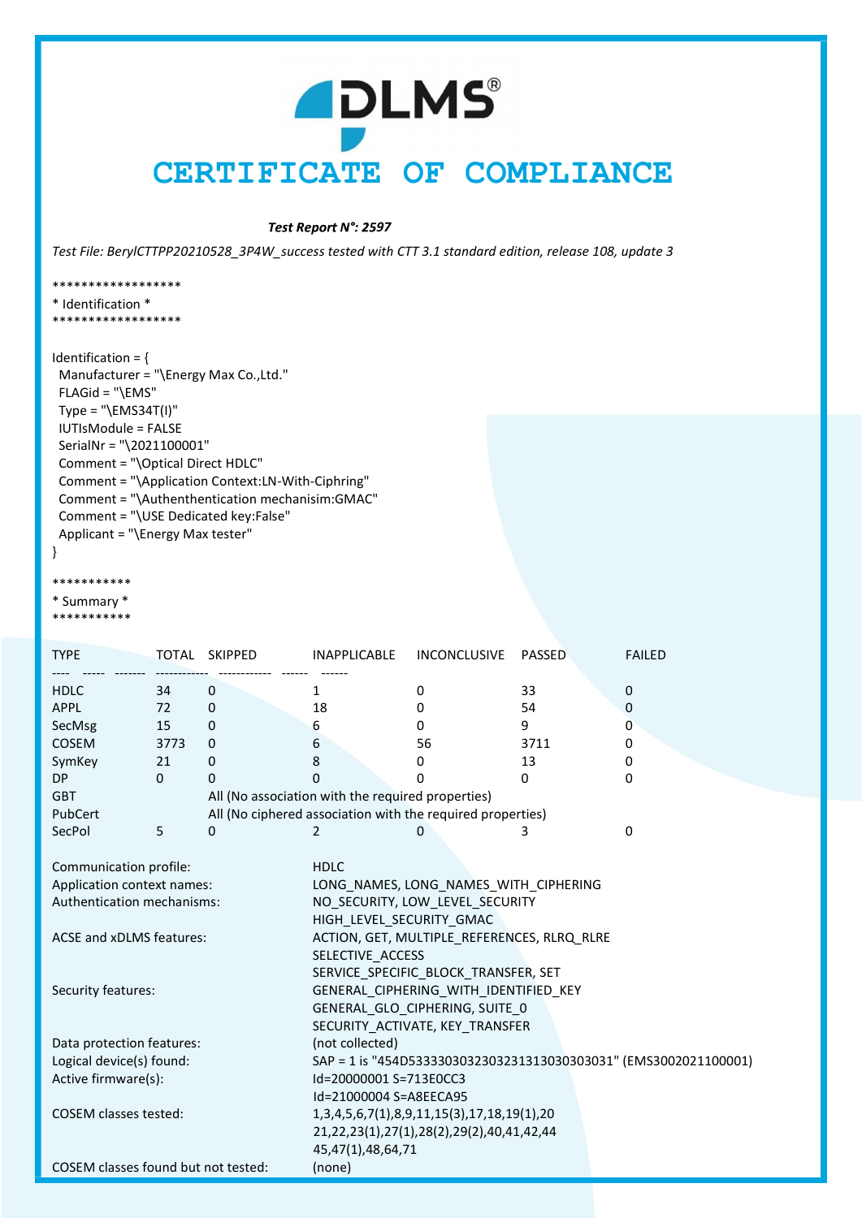# DLMS®

# CERTIFICATE OF COMPLIANCE

***Test Report N°: 2597***

*Test File: BerylCTTPP20210528_3P4W_success tested with CTT 3.1 standard edition, release 108, update 3*

```
******************
* Identification *
******************

Identification = {
  Manufacturer = "\Energy Max Co.,Ltd."
  FLAGid = "\EMS"
  Type = "\EMS34T(I)"
  IUTIsModule = FALSE
  SerialNr = "\2021100001"
  Comment = "\Optical Direct HDLC"
  Comment = "\Application Context:LN-With-Ciphring"
  Comment = "\Authenthentication mechanisim:GMAC"
  Comment = "\USE Dedicated key:False"
  Applicant = "\Energy Max tester"
}

***********
* Summary *
***********
```

| TYPE | TOTAL | SKIPPED | INAPPLICABLE | INCONCLUSIVE | PASSED | FAILED |
|---|---|---|---|---|---|---|
| HDLC | 34 | 0 | 1 | 0 | 33 | 0 |
| APPL | 72 | 0 | 18 | 0 | 54 | 0 |
| SecMsg | 15 | 0 | 6 | 0 | 9 | 0 |
| COSEM | 3773 | 0 | 6 | 56 | 3711 | 0 |
| SymKey | 21 | 0 | 8 | 0 | 13 | 0 |
| DP | 0 | 0 | 0 | 0 | 0 | 0 |
| GBT | | All (No association with the required properties) | | | | |
| PubCert | | All (No ciphered association with the required properties) | | | | |
| SecPol | 5 | 0 | 2 | 0 | 3 | 0 |

| | |
|---|---|
| Communication profile: | HDLC |
| Application context names: | LONG_NAMES, LONG_NAMES_WITH_CIPHERING |
| Authentication mechanisms: | NO_SECURITY, LOW_LEVEL_SECURITY HIGH_LEVEL_SECURITY_GMAC |
| ACSE and xDLMS features: | ACTION, GET, MULTIPLE_REFERENCES, RLRQ_RLRE SELECTIVE_ACCESS SERVICE_SPECIFIC_BLOCK_TRANSFER, SET |
| Security features: | GENERAL_CIPHERING_WITH_IDENTIFIED_KEY GENERAL_GLO_CIPHERING, SUITE_0 SECURITY_ACTIVATE, KEY_TRANSFER |
| Data protection features: | (not collected) |
| Logical device(s) found: | SAP = 1 is "454D53333030323032313130303031" (EMS3002021100001) |
| Active firmware(s): | Id=20000001 S=713E0CC3 Id=21000004 S=A8EECA95 |
| COSEM classes tested: | 1,3,4,5,6,7(1),8,9,11,15(3),17,18,19(1),20 21,22,23(1),27(1),28(2),29(2),40,41,42,44 45,47(1),48,64,71 |
| COSEM classes found but not tested: | (none) |